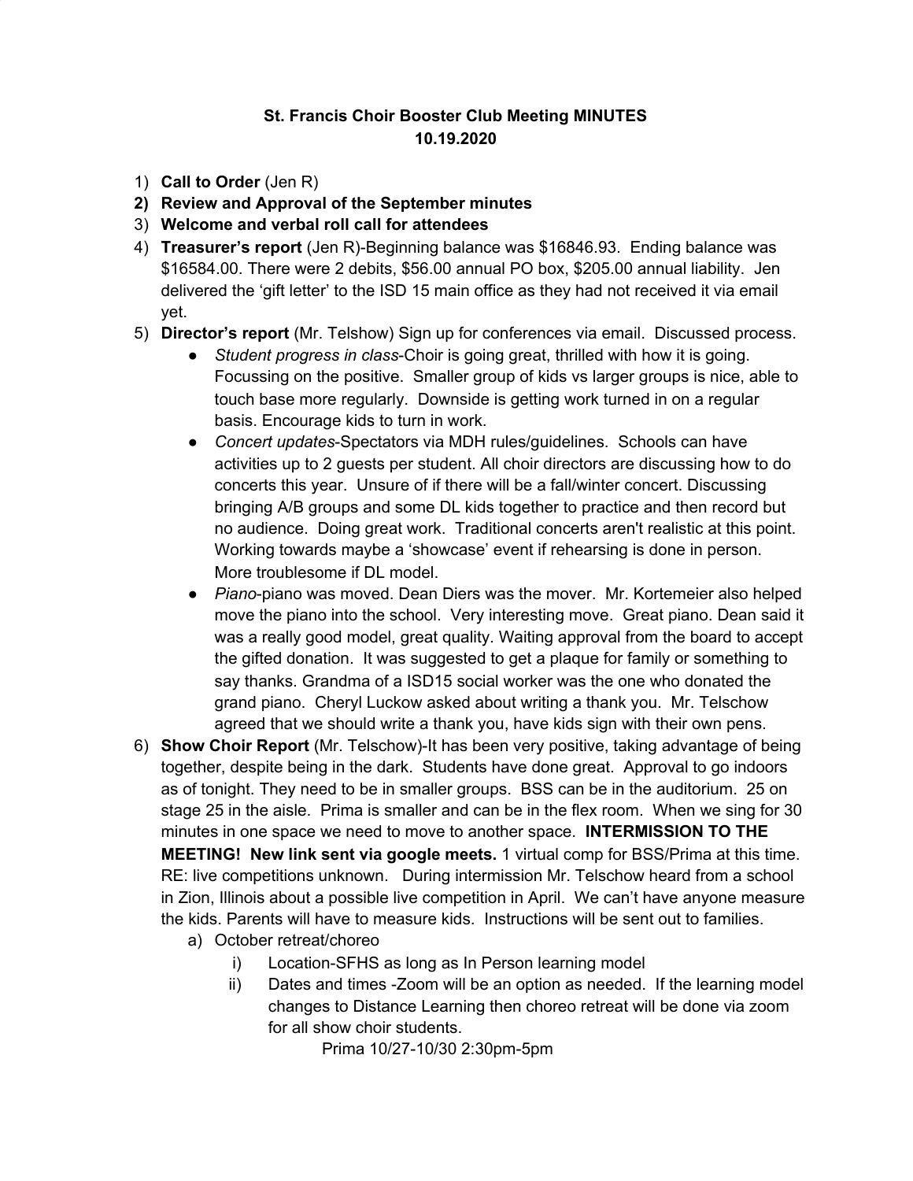**St. Francis Choir Booster Club Meeting MINUTES**
**10.19.2020**

1) **Call to Order** (Jen R)
2) **Review and Approval of the September minutes**
3) **Welcome and verbal roll call for attendees**
4) **Treasurer's report** (Jen R)-Beginning balance was $16846.93. Ending balance was $16584.00. There were 2 debits, $56.00 annual PO box, $205.00 annual liability. Jen delivered the 'gift letter' to the ISD 15 main office as they had not received it via email yet.
5) **Director's report** (Mr. Telshow) Sign up for conferences via email. Discussed process.
   - *Student progress in class*-Choir is going great, thrilled with how it is going. Focussing on the positive. Smaller group of kids vs larger groups is nice, able to touch base more regularly. Downside is getting work turned in on a regular basis. Encourage kids to turn in work.
   - *Concert updates*-Spectators via MDH rules/guidelines. Schools can have activities up to 2 guests per student. All choir directors are discussing how to do concerts this year. Unsure of if there will be a fall/winter concert. Discussing bringing A/B groups and some DL kids together to practice and then record but no audience. Doing great work. Traditional concerts aren't realistic at this point. Working towards maybe a 'showcase' event if rehearsing is done in person. More troublesome if DL model.
   - *Piano*-piano was moved. Dean Diers was the mover. Mr. Kortemeier also helped move the piano into the school. Very interesting move. Great piano. Dean said it was a really good model, great quality. Waiting approval from the board to accept the gifted donation. It was suggested to get a plaque for family or something to say thanks. Grandma of a ISD15 social worker was the one who donated the grand piano. Cheryl Luckow asked about writing a thank you. Mr. Telschow agreed that we should write a thank you, have kids sign with their own pens.
6) **Show Choir Report** (Mr. Telschow)-It has been very positive, taking advantage of being together, despite being in the dark. Students have done great. Approval to go indoors as of tonight. They need to be in smaller groups. BSS can be in the auditorium. 25 on stage 25 in the aisle. Prima is smaller and can be in the flex room. When we sing for 30 minutes in one space we need to move to another space. **INTERMISSION TO THE MEETING! New link sent via google meets.** 1 virtual comp for BSS/Prima at this time. RE: live competitions unknown. During intermission Mr. Telschow heard from a school in Zion, Illinois about a possible live competition in April. We can't have anyone measure the kids. Parents will have to measure kids. Instructions will be sent out to families.
   a) October retreat/choreo
      i) Location-SFHS as long as In Person learning model
      ii) Dates and times -Zoom will be an option as needed. If the learning model changes to Distance Learning then choreo retreat will be done via zoom for all show choir students.

          Prima 10/27-10/30 2:30pm-5pm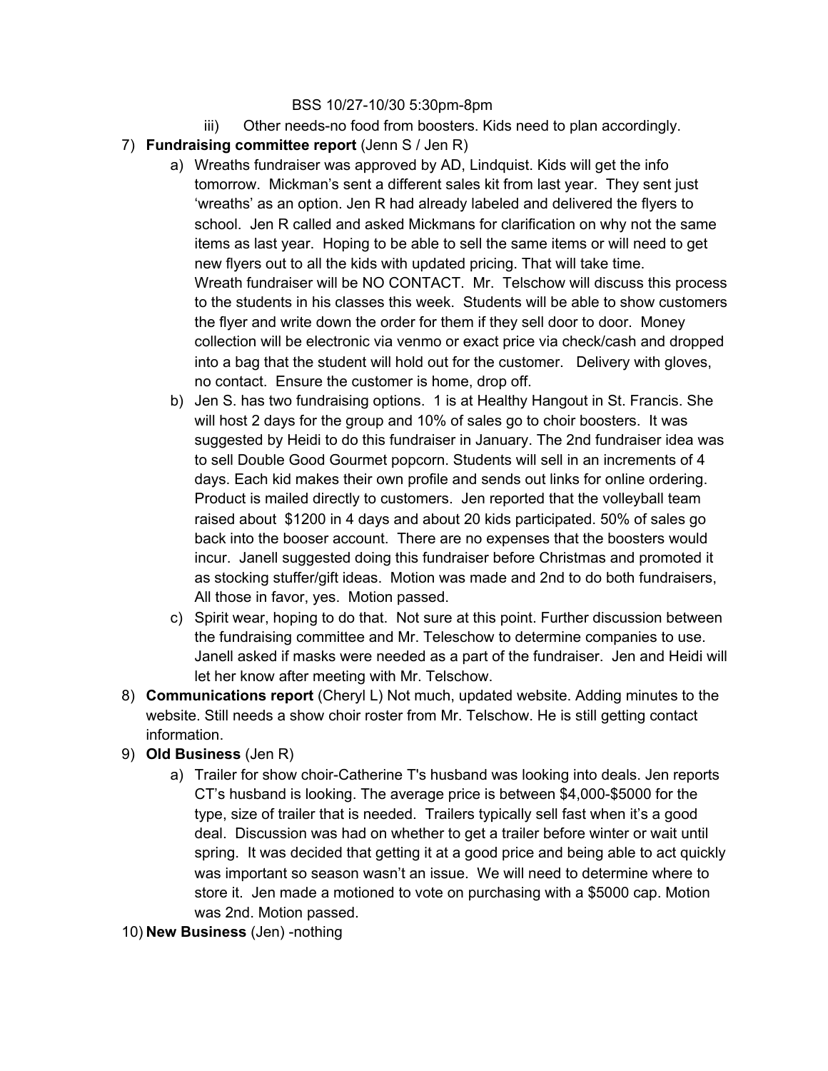BSS 10/27-10/30 5:30pm-8pm

iii) Other needs-no food from boosters. Kids need to plan accordingly.

7) **Fundraising committee report** (Jenn S / Jen R)
   a) Wreaths fundraiser was approved by AD, Lindquist. Kids will get the info tomorrow. Mickman's sent a different sales kit from last year. They sent just 'wreaths' as an option. Jen R had already labeled and delivered the flyers to school. Jen R called and asked Mickmans for clarification on why not the same items as last year. Hoping to be able to sell the same items or will need to get new flyers out to all the kids with updated pricing. That will take time. Wreath fundraiser will be NO CONTACT. Mr. Telschow will discuss this process to the students in his classes this week. Students will be able to show customers the flyer and write down the order for them if they sell door to door. Money collection will be electronic via venmo or exact price via check/cash and dropped into a bag that the student will hold out for the customer. Delivery with gloves, no contact. Ensure the customer is home, drop off.
   b) Jen S. has two fundraising options. 1 is at Healthy Hangout in St. Francis. She will host 2 days for the group and 10% of sales go to choir boosters. It was suggested by Heidi to do this fundraiser in January. The 2nd fundraiser idea was to sell Double Good Gourmet popcorn. Students will sell in an increments of 4 days. Each kid makes their own profile and sends out links for online ordering. Product is mailed directly to customers. Jen reported that the volleyball team raised about $1200 in 4 days and about 20 kids participated. 50% of sales go back into the booser account. There are no expenses that the boosters would incur. Janell suggested doing this fundraiser before Christmas and promoted it as stocking stuffer/gift ideas. Motion was made and 2nd to do both fundraisers, All those in favor, yes. Motion passed.
   c) Spirit wear, hoping to do that. Not sure at this point. Further discussion between the fundraising committee and Mr. Teleschow to determine companies to use. Janell asked if masks were needed as a part of the fundraiser. Jen and Heidi will let her know after meeting with Mr. Telschow.

8) **Communications report** (Cheryl L) Not much, updated website. Adding minutes to the website. Still needs a show choir roster from Mr. Telschow. He is still getting contact information.

9) **Old Business** (Jen R)
   a) Trailer for show choir-Catherine T's husband was looking into deals. Jen reports CT's husband is looking. The average price is between $4,000-$5000 for the type, size of trailer that is needed. Trailers typically sell fast when it's a good deal. Discussion was had on whether to get a trailer before winter or wait until spring. It was decided that getting it at a good price and being able to act quickly was important so season wasn't an issue. We will need to determine where to store it. Jen made a motioned to vote on purchasing with a $5000 cap. Motion was 2nd. Motion passed.

10) **New Business** (Jen) -nothing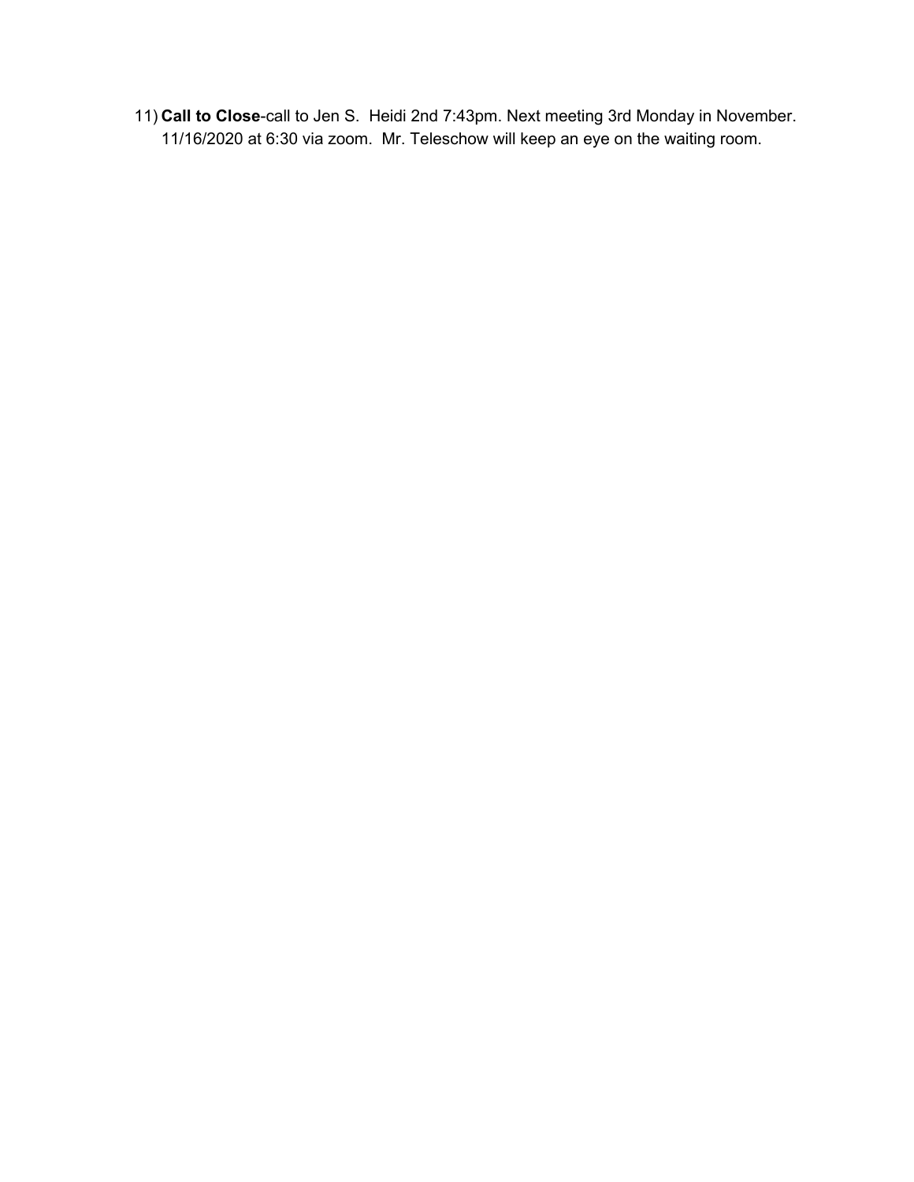11) **Call to Close**-call to Jen S.  Heidi 2nd 7:43pm. Next meeting 3rd Monday in November. 11/16/2020 at 6:30 via zoom.  Mr. Teleschow will keep an eye on the waiting room.